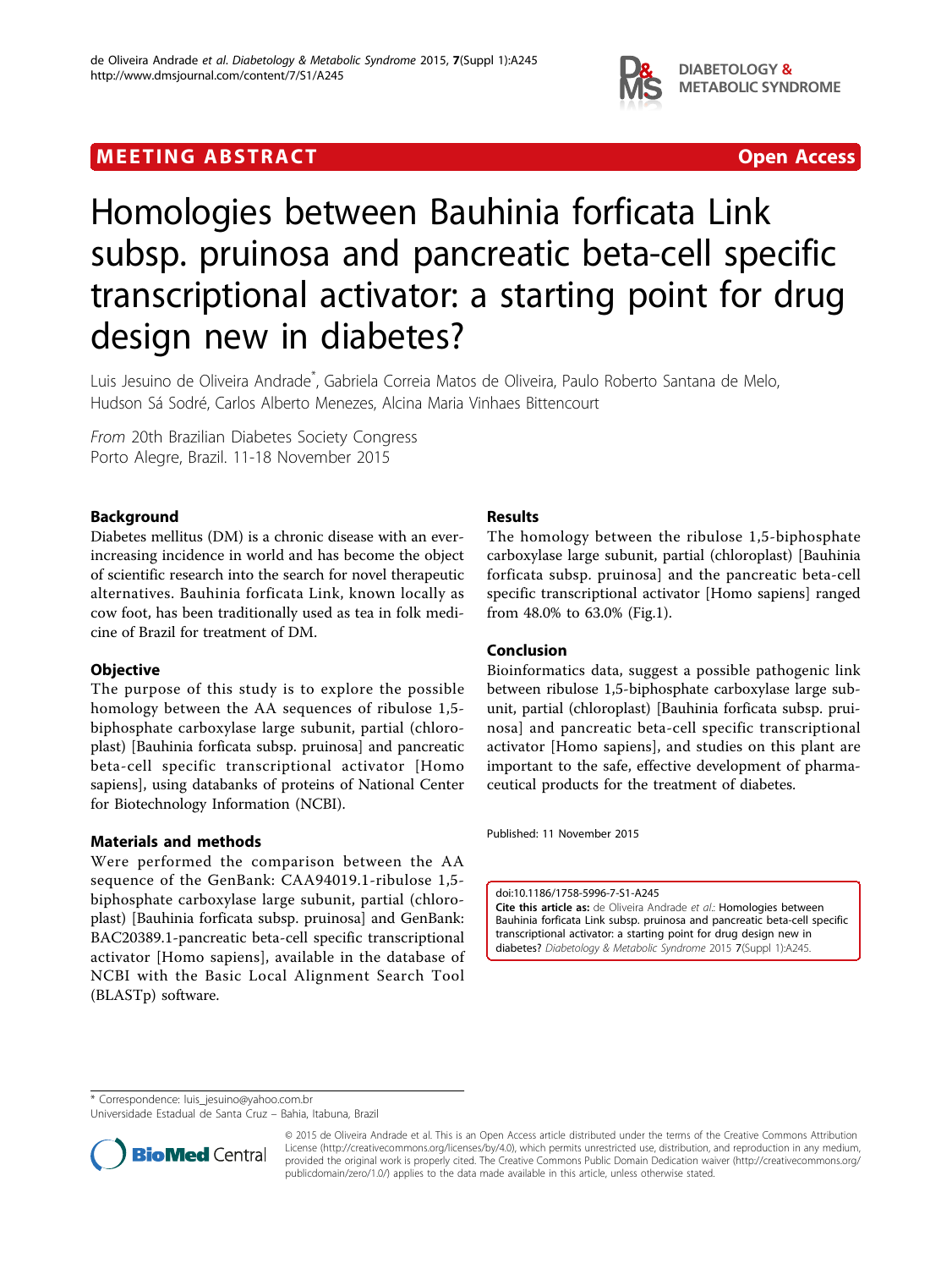MEETING ABSTRACT Open Access

# Homologies between Bauhinia forficata Link subsp. pruinosa and pancreatic beta-cell specific transcriptional activator: a starting point for drug design new in diabetes?

Luis Jesuino de Oliveira Andrade*, Gabriela Correia Matos de Oliveira, Paulo Roberto Santana de Melo, Hudson Sá Sodré, Carlos Alberto Menezes, Alcina Maria Vinhaes Bittencourt

*From* 20th Brazilian Diabetes Society Congress
Porto Alegre, Brazil. 11-18 November 2015

## Background

Diabetes mellitus (DM) is a chronic disease with an ever-increasing incidence in world and has become the object of scientific research into the search for novel therapeutic alternatives. Bauhinia forficata Link, known locally as cow foot, has been traditionally used as tea in folk medicine of Brazil for treatment of DM.

## Objective

The purpose of this study is to explore the possible homology between the AA sequences of ribulose 1,5-biphosphate carboxylase large subunit, partial (chloroplast) [Bauhinia forficata subsp. pruinosa] and pancreatic beta-cell specific transcriptional activator [Homo sapiens], using databanks of proteins of National Center for Biotechnology Information (NCBI).

## Materials and methods

Were performed the comparison between the AA sequence of the GenBank: CAA94019.1-ribulose 1,5-biphosphate carboxylase large subunit, partial (chloroplast) [Bauhinia forficata subsp. pruinosa] and GenBank: BAC20389.1-pancreatic beta-cell specific transcriptional activator [Homo sapiens], available in the database of NCBI with the Basic Local Alignment Search Tool (BLASTp) software.

## Results

The homology between the ribulose 1,5-biphosphate carboxylase large subunit, partial (chloroplast) [Bauhinia forficata subsp. pruinosa] and the pancreatic beta-cell specific transcriptional activator [Homo sapiens] ranged from 48.0% to 63.0% (Fig.1).

## Conclusion

Bioinformatics data, suggest a possible pathogenic link between ribulose 1,5-biphosphate carboxylase large subunit, partial (chloroplast) [Bauhinia forficata subsp. pruinosa] and pancreatic beta-cell specific transcriptional activator [Homo sapiens], and studies on this plant are important to the safe, effective development of pharmaceutical products for the treatment of diabetes.

Published: 11 November 2015

doi:10.1186/1758-5996-7-S1-A245
**Cite this article as:** de Oliveira Andrade *et al.*: Homologies between Bauhinia forficata Link subsp. pruinosa and pancreatic beta-cell specific transcriptional activator: a starting point for drug design new in diabetes? *Diabetology & Metabolic Syndrome* 2015 **7**(Suppl 1):A245.

* Correspondence: luis_jesuino@yahoo.com.br
Universidade Estadual de Santa Cruz – Bahia, Itabuna, Brazil

© 2015 de Oliveira Andrade et al. This is an Open Access article distributed under the terms of the Creative Commons Attribution License (http://creativecommons.org/licenses/by/4.0), which permits unrestricted use, distribution, and reproduction in any medium, provided the original work is properly cited. The Creative Commons Public Domain Dedication waiver (http://creativecommons.org/publicdomain/zero/1.0/) applies to the data made available in this article, unless otherwise stated.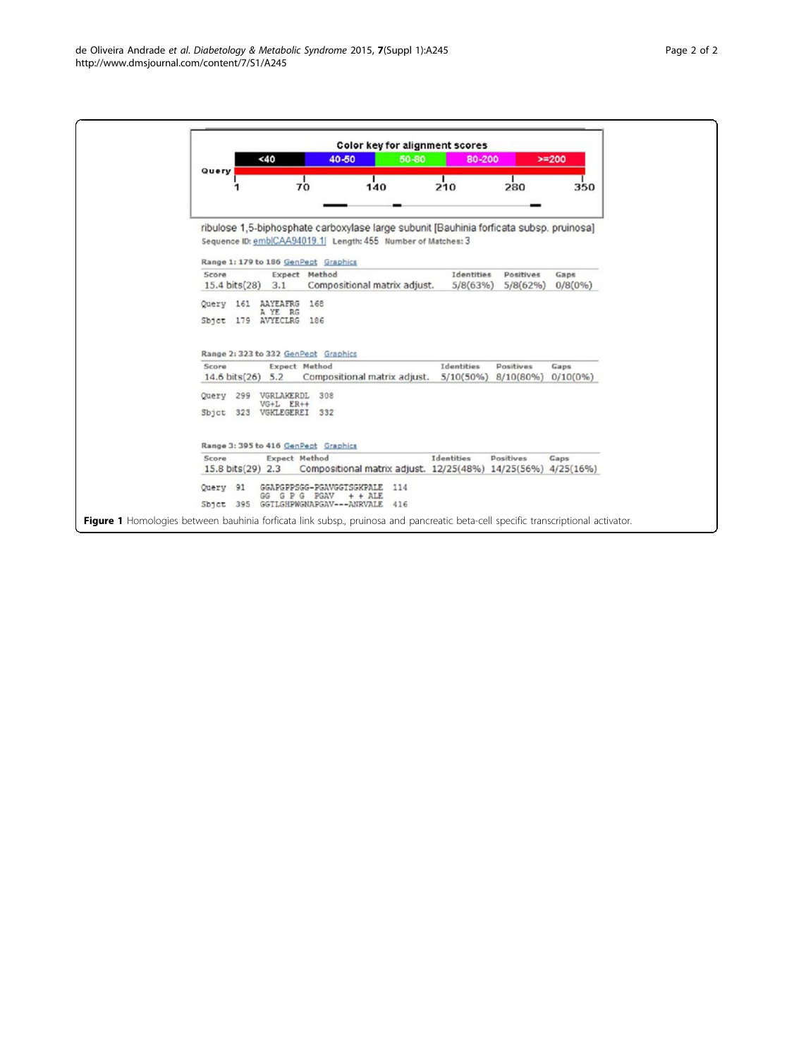Color key for alignment scores

<40 40-50 50-80 80-200 >=200

Query

1 70 140 210 280 350

ribulose 1,5-biphosphate carboxylase large subunit [Bauhinia forficata subsp. pruinosa]

Sequence ID: emb|CAA94019.1| Length: 455 Number of Matches: 3

Range 1: 179 to 186 GenPept Graphics

| Score | Expect | Method | Identities | Positives | Gaps |
| --- | --- | --- | --- | --- | --- |
| 15.4 bits(28) | 3.1 | Compositional matrix adjust. | 5/8(63%) | 5/8(62%) | 0/8(0%) |

```
Query  161  AAYEAFRG  168
            A YE  RG
Sbjct  179  AVYECLRG  186
```

Range 2: 323 to 332 GenPept Graphics

| Score | Expect | Method | Identities | Positives | Gaps |
| --- | --- | --- | --- | --- | --- |
| 14.6 bits(26) | 5.2 | Compositional matrix adjust. | 5/10(50%) | 8/10(80%) | 0/10(0%) |

```
Query  299  VGRLAKERDL  308
            VG+L  ER++
Sbjct  323  VGKLEGEREI  332
```

Range 3: 395 to 416 GenPept Graphics

| Score | Expect | Method | Identities | Positives | Gaps |
| --- | --- | --- | --- | --- | --- |
| 15.8 bits(29) | 2.3 | Compositional matrix adjust. | 12/25(48%) | 14/25(56%) | 4/25(16%) |

```
Query  91   GGAPGPPSGG-PGAVGGTSGKPALE  114
            GG  G P G  PGAV    + + ALE
Sbjct  395  GGTLGHPWGNAPGAV---ANRVALE  416
```

**Figure 1** Homologies between bauhinia forficata link subsp., pruinosa and pancreatic beta-cell specific transcriptional activator.